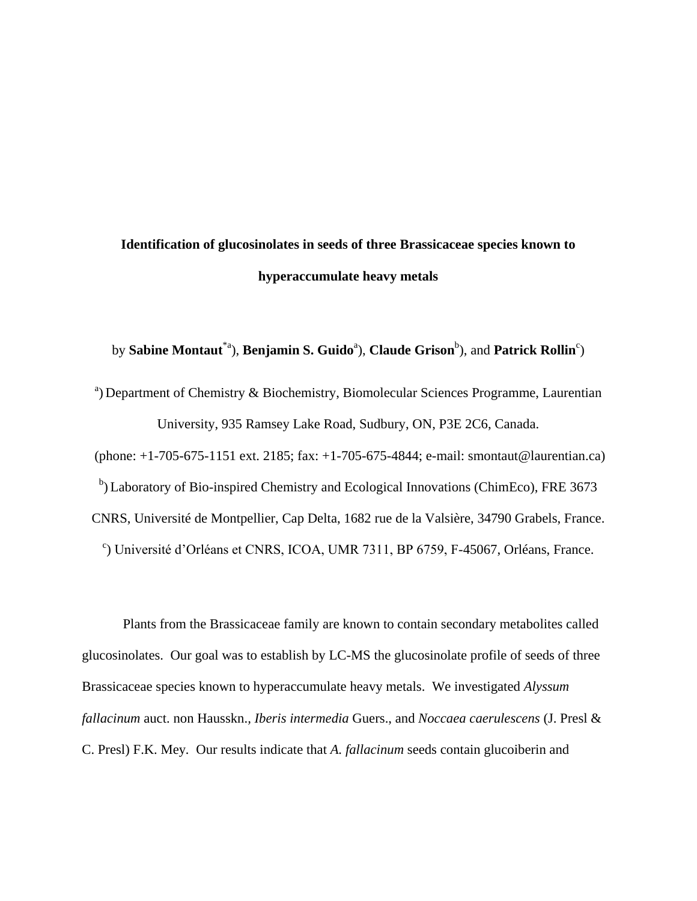# Identification of glucosinolates in seeds of three Brassicaceae species known to hyperaccumulate heavy metals

by **Sabine Montaut**[*a]), **Benjamin S. Guido**[a]), **Claude Grison**[b]), and **Patrick Rollin**[c])

[a]) Department of Chemistry & Biochemistry, Biomolecular Sciences Programme, Laurentian University, 935 Ramsey Lake Road, Sudbury, ON, P3E 2C6, Canada.
(phone: +1-705-675-1151 ext. 2185; fax: +1-705-675-4844; e-mail: smontaut@laurentian.ca)

[b]) Laboratory of Bio-inspired Chemistry and Ecological Innovations (ChimEco), FRE 3673 CNRS, Université de Montpellier, Cap Delta, 1682 rue de la Valsière, 34790 Grabels, France.

[c]) Université d'Orléans et CNRS, ICOA, UMR 7311, BP 6759, F-45067, Orléans, France.

Plants from the Brassicaceae family are known to contain secondary metabolites called glucosinolates. Our goal was to establish by LC-MS the glucosinolate profile of seeds of three Brassicaceae species known to hyperaccumulate heavy metals. We investigated *Alyssum fallacinum* auct. non Hausskn., *Iberis intermedia* Guers., and *Noccaea caerulescens* (J. Presl & C. Presl) F.K. Mey. Our results indicate that *A. fallacinum* seeds contain glucoiberin and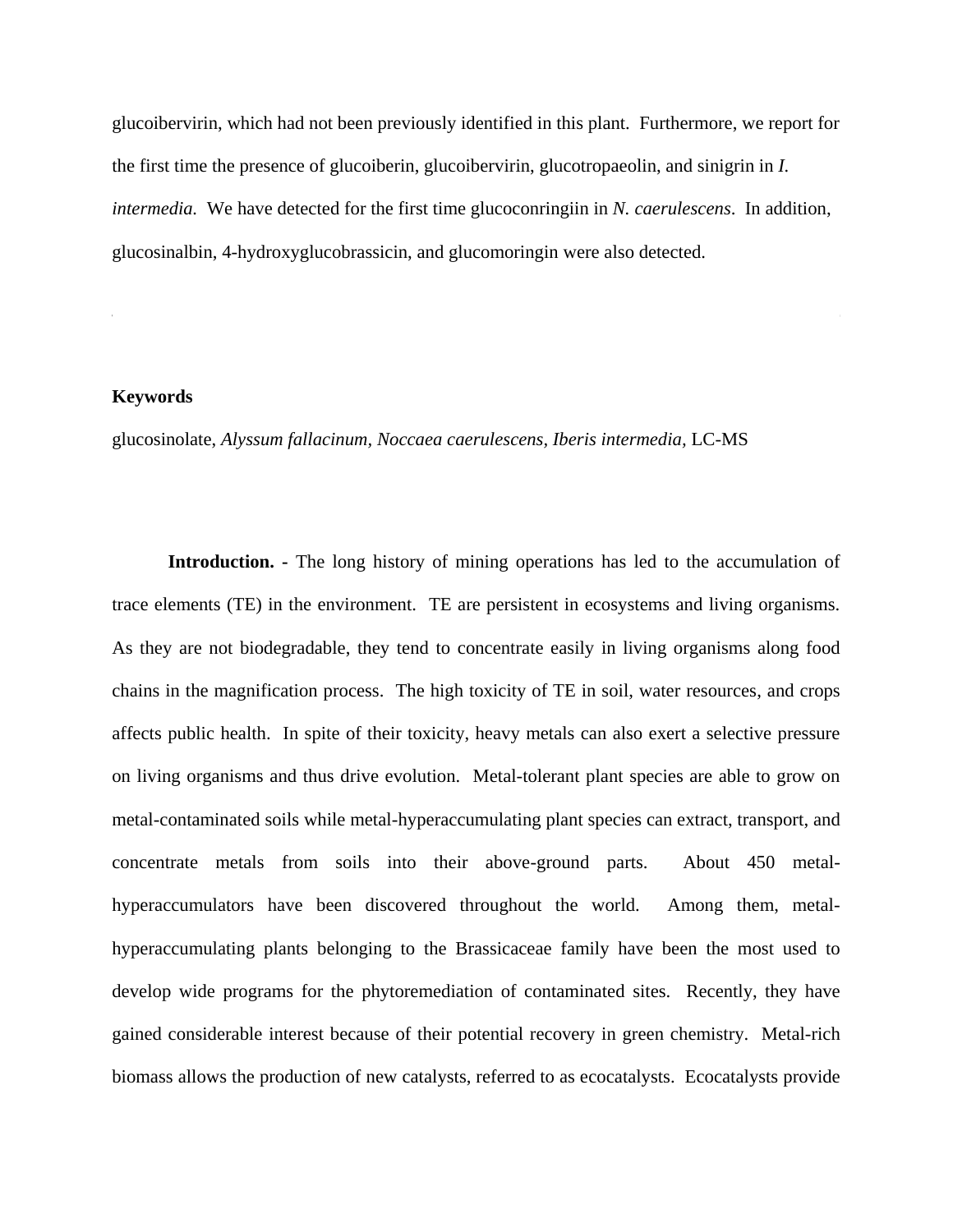glucoibervirin, which had not been previously identified in this plant. Furthermore, we report for the first time the presence of glucoiberin, glucoibervirin, glucotropaeolin, and sinigrin in *I. intermedia*. We have detected for the first time glucoconringiin in *N. caerulescens*. In addition, glucosinalbin, 4-hydroxyglucobrassicin, and glucomoringin were also detected.

**Keywords**

glucosinolate, *Alyssum fallacinum*, *Noccaea caerulescens*, *Iberis intermedia*, LC-MS

**Introduction. -** The long history of mining operations has led to the accumulation of trace elements (TE) in the environment. TE are persistent in ecosystems and living organisms. As they are not biodegradable, they tend to concentrate easily in living organisms along food chains in the magnification process. The high toxicity of TE in soil, water resources, and crops affects public health. In spite of their toxicity, heavy metals can also exert a selective pressure on living organisms and thus drive evolution. Metal-tolerant plant species are able to grow on metal-contaminated soils while metal-hyperaccumulating plant species can extract, transport, and concentrate metals from soils into their above-ground parts. About 450 metal-hyperaccumulators have been discovered throughout the world. Among them, metal-hyperaccumulating plants belonging to the Brassicaceae family have been the most used to develop wide programs for the phytoremediation of contaminated sites. Recently, they have gained considerable interest because of their potential recovery in green chemistry. Metal-rich biomass allows the production of new catalysts, referred to as ecocatalysts. Ecocatalysts provide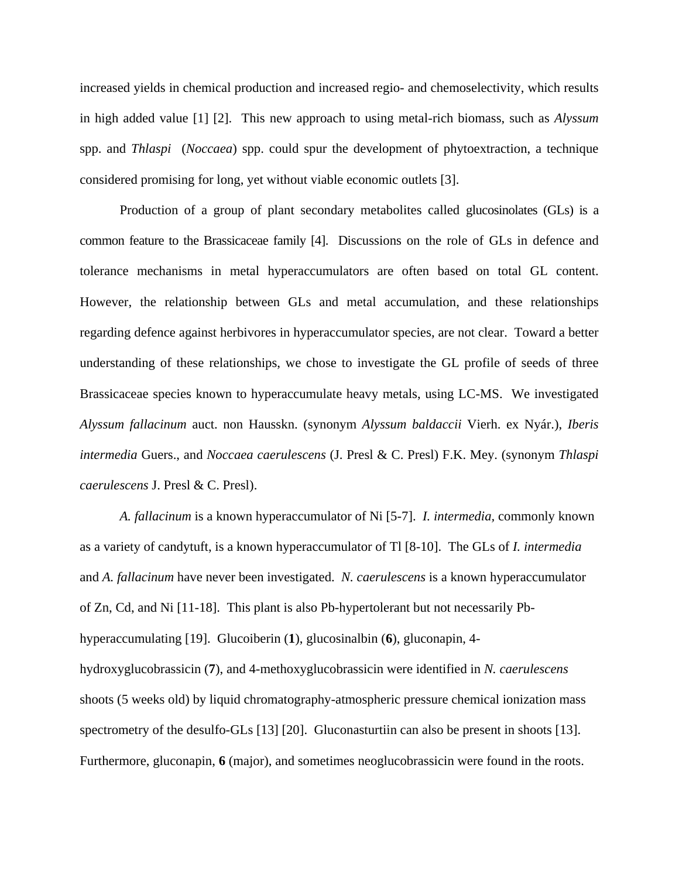increased yields in chemical production and increased regio- and chemoselectivity, which results in high added value [1] [2]. This new approach to using metal-rich biomass, such as *Alyssum* spp. and *Thlaspi* (*Noccaea*) spp. could spur the development of phytoextraction, a technique considered promising for long, yet without viable economic outlets [3].

Production of a group of plant secondary metabolites called glucosinolates (GLs) is a common feature to the Brassicaceae family [4]. Discussions on the role of GLs in defence and tolerance mechanisms in metal hyperaccumulators are often based on total GL content. However, the relationship between GLs and metal accumulation, and these relationships regarding defence against herbivores in hyperaccumulator species, are not clear. Toward a better understanding of these relationships, we chose to investigate the GL profile of seeds of three Brassicaceae species known to hyperaccumulate heavy metals, using LC-MS. We investigated *Alyssum fallacinum* auct. non Hausskn. (synonym *Alyssum baldaccii* Vierh. ex Nyár.), *Iberis intermedia* Guers., and *Noccaea caerulescens* (J. Presl & C. Presl) F.K. Mey. (synonym *Thlaspi caerulescens* J. Presl & C. Presl).

*A. fallacinum* is a known hyperaccumulator of Ni [5-7]. *I. intermedia*, commonly known as a variety of candytuft, is a known hyperaccumulator of Tl [8-10]. The GLs of *I. intermedia* and *A. fallacinum* have never been investigated. *N. caerulescens* is a known hyperaccumulator of Zn, Cd, and Ni [11-18]. This plant is also Pb-hypertolerant but not necessarily Pb-hyperaccumulating [19]. Glucoiberin (**1**), glucosinalbin (**6**), gluconapin, 4-hydroxyglucobrassicin (**7**), and 4-methoxyglucobrassicin were identified in *N. caerulescens* shoots (5 weeks old) by liquid chromatography-atmospheric pressure chemical ionization mass spectrometry of the desulfo-GLs [13] [20]. Gluconasturtiin can also be present in shoots [13]. Furthermore, gluconapin, **6** (major), and sometimes neoglucobrassicin were found in the roots.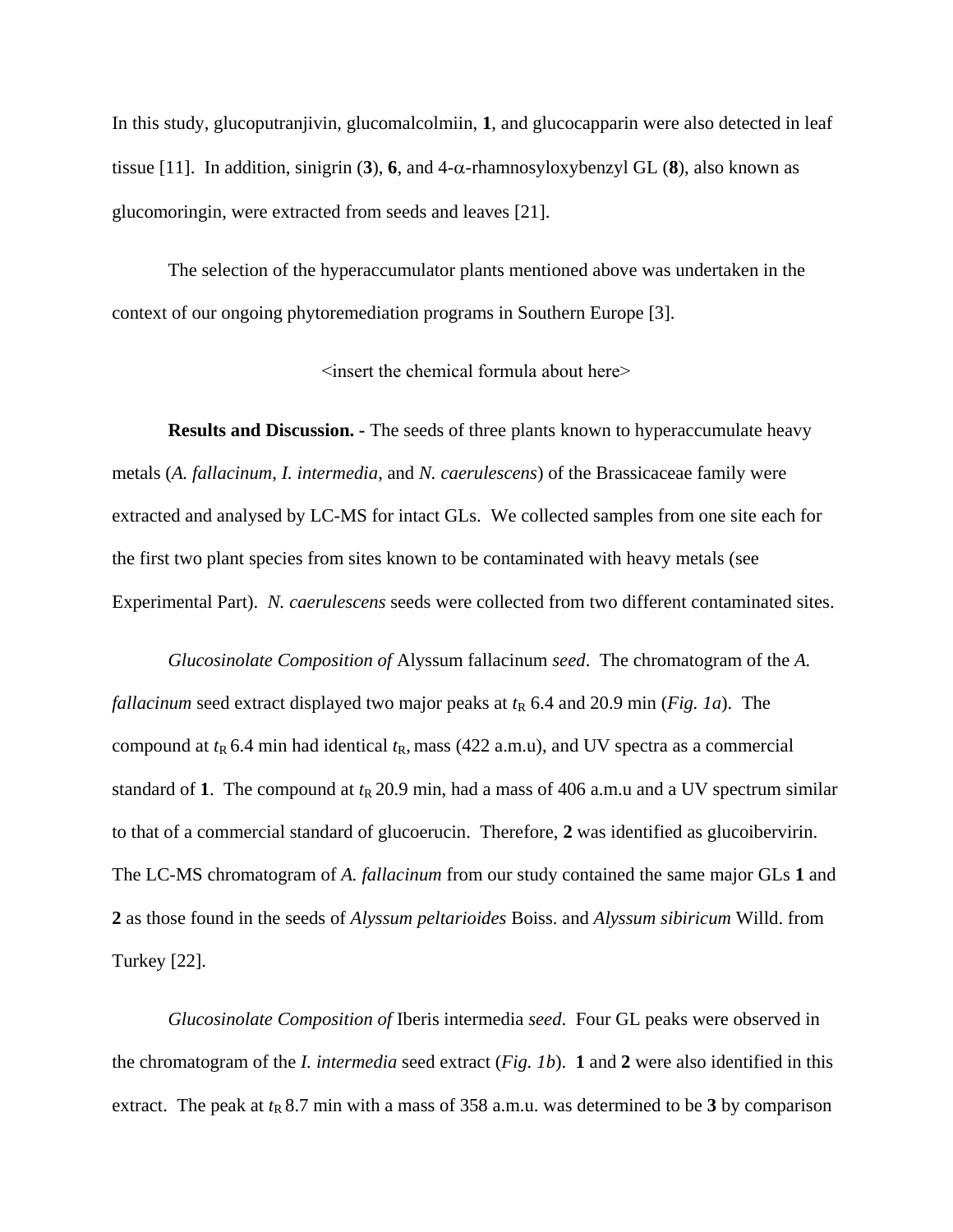In this study, glucoputranjivin, glucomalcolmiin, **1**, and glucocapparin were also detected in leaf tissue [11]. In addition, sinigrin (**3**), **6**, and 4-α-rhamnosyloxybenzyl GL (**8**), also known as glucomoringin, were extracted from seeds and leaves [21].

The selection of the hyperaccumulator plants mentioned above was undertaken in the context of our ongoing phytoremediation programs in Southern Europe [3].

<insert the chemical formula about here>

**Results and Discussion. -** The seeds of three plants known to hyperaccumulate heavy metals (*A. fallacinum*, *I. intermedia*, and *N. caerulescens*) of the Brassicaceae family were extracted and analysed by LC-MS for intact GLs. We collected samples from one site each for the first two plant species from sites known to be contaminated with heavy metals (see Experimental Part). *N. caerulescens* seeds were collected from two different contaminated sites.

*Glucosinolate Composition of* Alyssum fallacinum *seed*. The chromatogram of the *A. fallacinum* seed extract displayed two major peaks at $t_R$ 6.4 and 20.9 min (*Fig. 1a*). The compound at $t_R$ 6.4 min had identical $t_R$, mass (422 a.m.u), and UV spectra as a commercial standard of **1**. The compound at $t_R$ 20.9 min, had a mass of 406 a.m.u and a UV spectrum similar to that of a commercial standard of glucoerucin. Therefore, **2** was identified as glucoibervirin. The LC-MS chromatogram of *A. fallacinum* from our study contained the same major GLs **1** and **2** as those found in the seeds of *Alyssum peltarioides* Boiss. and *Alyssum sibiricum* Willd. from Turkey [22].

*Glucosinolate Composition of* Iberis intermedia *seed*. Four GL peaks were observed in the chromatogram of the *I. intermedia* seed extract (*Fig. 1b*). **1** and **2** were also identified in this extract. The peak at $t_R$ 8.7 min with a mass of 358 a.m.u. was determined to be **3** by comparison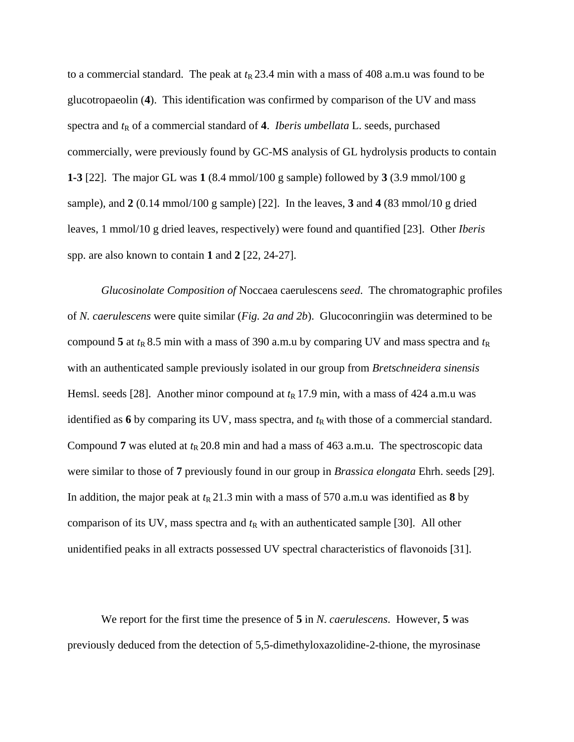to a commercial standard. The peak at $t_R$ 23.4 min with a mass of 408 a.m.u was found to be glucotropaeolin (**4**). This identification was confirmed by comparison of the UV and mass spectra and $t_R$ of a commercial standard of **4**. *Iberis umbellata* L. seeds, purchased commercially, were previously found by GC-MS analysis of GL hydrolysis products to contain **1-3** [22]. The major GL was **1** (8.4 mmol/100 g sample) followed by **3** (3.9 mmol/100 g sample), and **2** (0.14 mmol/100 g sample) [22]. In the leaves, **3** and **4** (83 mmol/10 g dried leaves, 1 mmol/10 g dried leaves, respectively) were found and quantified [23]. Other *Iberis* spp. are also known to contain **1** and **2** [22, 24-27].

*Glucosinolate Composition of* Noccaea caerulescens *seed*. The chromatographic profiles of *N. caerulescens* were quite similar (*Fig. 2a and 2b*). Glucoconringiin was determined to be compound **5** at $t_R$ 8.5 min with a mass of 390 a.m.u by comparing UV and mass spectra and $t_R$ with an authenticated sample previously isolated in our group from *Bretschneidera sinensis* Hemsl. seeds [28]. Another minor compound at $t_R$ 17.9 min, with a mass of 424 a.m.u was identified as **6** by comparing its UV, mass spectra, and $t_R$ with those of a commercial standard. Compound **7** was eluted at $t_R$ 20.8 min and had a mass of 463 a.m.u. The spectroscopic data were similar to those of **7** previously found in our group in *Brassica elongata* Ehrh. seeds [29]. In addition, the major peak at $t_R$ 21.3 min with a mass of 570 a.m.u was identified as **8** by comparison of its UV, mass spectra and $t_R$ with an authenticated sample [30]. All other unidentified peaks in all extracts possessed UV spectral characteristics of flavonoids [31].

We report for the first time the presence of **5** in *N. caerulescens*. However, **5** was previously deduced from the detection of 5,5-dimethyloxazolidine-2-thione, the myrosinase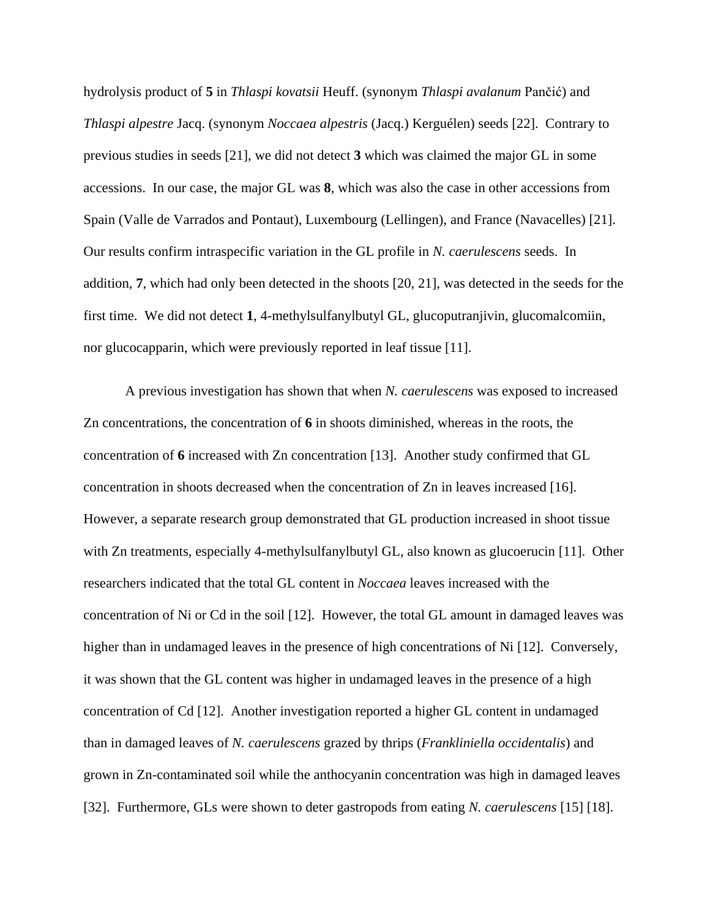hydrolysis product of **5** in *Thlaspi kovatsii* Heuff. (synonym *Thlaspi avalanum* Pančić) and *Thlaspi alpestre* Jacq. (synonym *Noccaea alpestris* (Jacq.) Kerguélen) seeds [22]. Contrary to previous studies in seeds [21], we did not detect **3** which was claimed the major GL in some accessions. In our case, the major GL was **8**, which was also the case in other accessions from Spain (Valle de Varrados and Pontaut), Luxembourg (Lellingen), and France (Navacelles) [21]. Our results confirm intraspecific variation in the GL profile in *N. caerulescens* seeds. In addition, **7**, which had only been detected in the shoots [20, 21], was detected in the seeds for the first time. We did not detect **1**, 4-methylsulfanylbutyl GL, glucoputranjivin, glucomalcomiin, nor glucocapparin, which were previously reported in leaf tissue [11].

A previous investigation has shown that when *N. caerulescens* was exposed to increased Zn concentrations, the concentration of **6** in shoots diminished, whereas in the roots, the concentration of **6** increased with Zn concentration [13]. Another study confirmed that GL concentration in shoots decreased when the concentration of Zn in leaves increased [16]. However, a separate research group demonstrated that GL production increased in shoot tissue with Zn treatments, especially 4-methylsulfanylbutyl GL, also known as glucoerucin [11]. Other researchers indicated that the total GL content in *Noccaea* leaves increased with the concentration of Ni or Cd in the soil [12]. However, the total GL amount in damaged leaves was higher than in undamaged leaves in the presence of high concentrations of Ni [12]. Conversely, it was shown that the GL content was higher in undamaged leaves in the presence of a high concentration of Cd [12]. Another investigation reported a higher GL content in undamaged than in damaged leaves of *N. caerulescens* grazed by thrips (*Frankliniella occidentalis*) and grown in Zn-contaminated soil while the anthocyanin concentration was high in damaged leaves [32]. Furthermore, GLs were shown to deter gastropods from eating *N. caerulescens* [15] [18].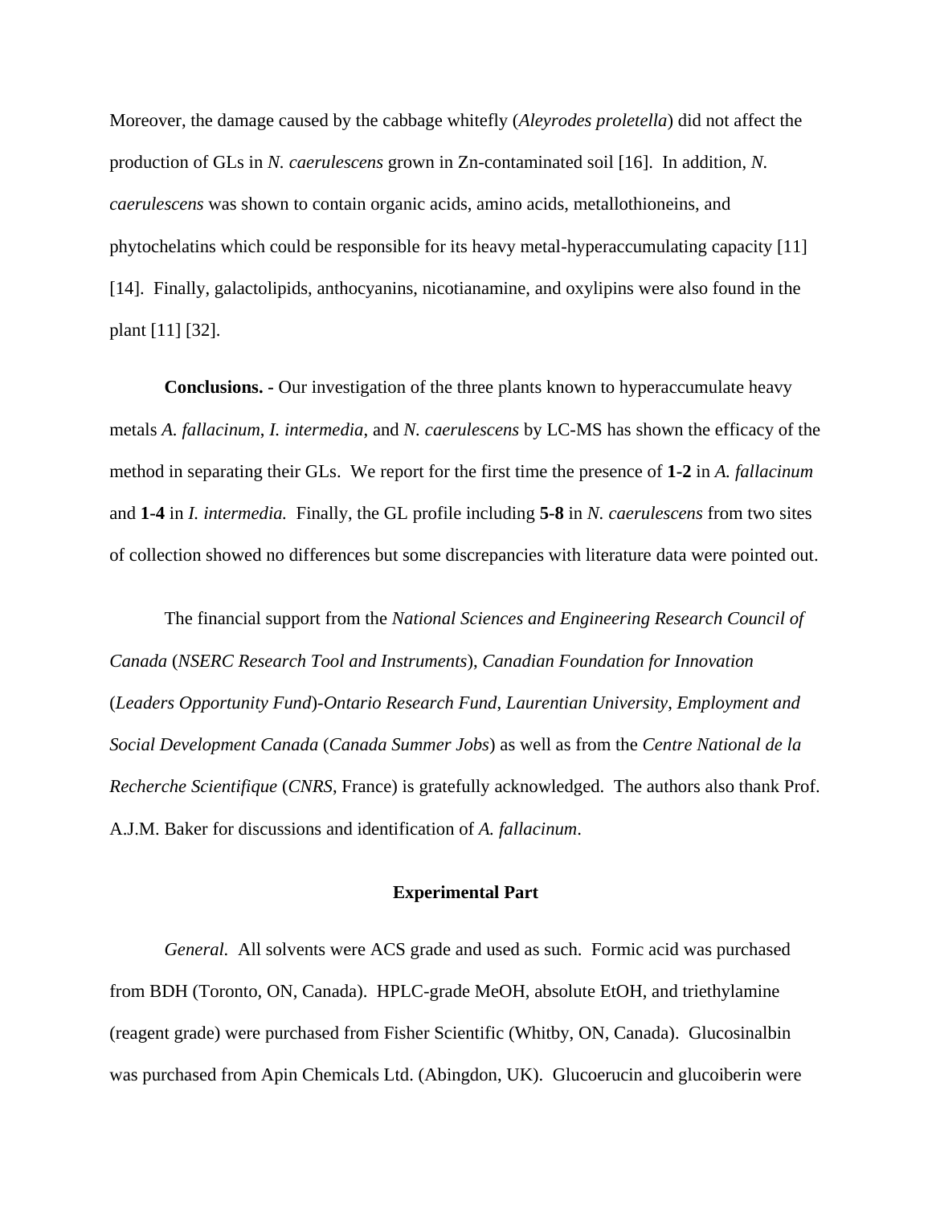Moreover, the damage caused by the cabbage whitefly (*Aleyrodes proletella*) did not affect the production of GLs in *N. caerulescens* grown in Zn-contaminated soil [16]. In addition, *N. caerulescens* was shown to contain organic acids, amino acids, metallothioneins, and phytochelatins which could be responsible for its heavy metal-hyperaccumulating capacity [11] [14]. Finally, galactolipids, anthocyanins, nicotianamine, and oxylipins were also found in the plant [11] [32].

**Conclusions. -** Our investigation of the three plants known to hyperaccumulate heavy metals *A. fallacinum*, *I. intermedia*, and *N. caerulescens* by LC-MS has shown the efficacy of the method in separating their GLs. We report for the first time the presence of **1-2** in *A. fallacinum* and **1-4** in *I. intermedia.* Finally, the GL profile including **5-8** in *N. caerulescens* from two sites of collection showed no differences but some discrepancies with literature data were pointed out.

The financial support from the *National Sciences and Engineering Research Council of Canada* (*NSERC Research Tool and Instruments*), *Canadian Foundation for Innovation* (*Leaders Opportunity Fund*)-*Ontario Research Fund*, *Laurentian University*, *Employment and Social Development Canada* (*Canada Summer Jobs*) as well as from the *Centre National de la Recherche Scientifique* (*CNRS*, France) is gratefully acknowledged. The authors also thank Prof. A.J.M. Baker for discussions and identification of *A. fallacinum*.

## Experimental Part

*General.* All solvents were ACS grade and used as such. Formic acid was purchased from BDH (Toronto, ON, Canada). HPLC-grade MeOH, absolute EtOH, and triethylamine (reagent grade) were purchased from Fisher Scientific (Whitby, ON, Canada). Glucosinalbin was purchased from Apin Chemicals Ltd. (Abingdon, UK). Glucoerucin and glucoiberin were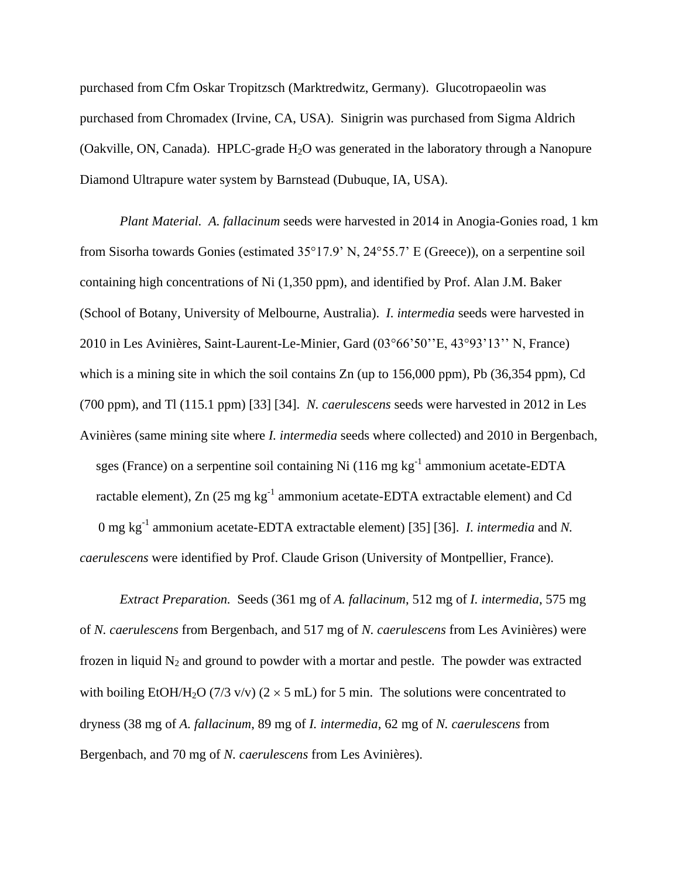purchased from Cfm Oskar Tropitzsch (Marktredwitz, Germany). Glucotropaeolin was purchased from Chromadex (Irvine, CA, USA). Sinigrin was purchased from Sigma Aldrich (Oakville, ON, Canada). HPLC-grade $H_2O$ was generated in the laboratory through a Nanopure Diamond Ultrapure water system by Barnstead (Dubuque, IA, USA).

*Plant Material.* *A. fallacinum* seeds were harvested in 2014 in Anogia-Gonies road, 1 km from Sisorha towards Gonies (estimated 35°17.9' N, 24°55.7' E (Greece)), on a serpentine soil containing high concentrations of Ni (1,350 ppm), and identified by Prof. Alan J.M. Baker (School of Botany, University of Melbourne, Australia). *I. intermedia* seeds were harvested in 2010 in Les Avinières, Saint-Laurent-Le-Minier, Gard (03°66'50''E, 43°93'13'' N, France) which is a mining site in which the soil contains Zn (up to 156,000 ppm), Pb (36,354 ppm), Cd (700 ppm), and Tl (115.1 ppm) [33] [34]. *N. caerulescens* seeds were harvested in 2012 in Les Avinières (same mining site where *I. intermedia* seeds where collected) and 2010 in Bergenbach, sges (France) on a serpentine soil containing Ni (116 mg kg$^{-1}$ ammonium acetate-EDTA ractable element), Zn (25 mg kg$^{-1}$ ammonium acetate-EDTA extractable element) and Cd 0 mg kg$^{-1}$ ammonium acetate-EDTA extractable element) [35] [36]. *I. intermedia* and *N. caerulescens* were identified by Prof. Claude Grison (University of Montpellier, France).

*Extract Preparation.* Seeds (361 mg of *A. fallacinum*, 512 mg of *I. intermedia*, 575 mg of *N. caerulescens* from Bergenbach, and 517 mg of *N. caerulescens* from Les Avinières) were frozen in liquid $N_2$ and ground to powder with a mortar and pestle. The powder was extracted with boiling EtOH/$H_2O$ (7/3 v/v) ($2 \times 5$ mL) for 5 min. The solutions were concentrated to dryness (38 mg of *A. fallacinum*, 89 mg of *I. intermedia*, 62 mg of *N. caerulescens* from Bergenbach, and 70 mg of *N. caerulescens* from Les Avinières).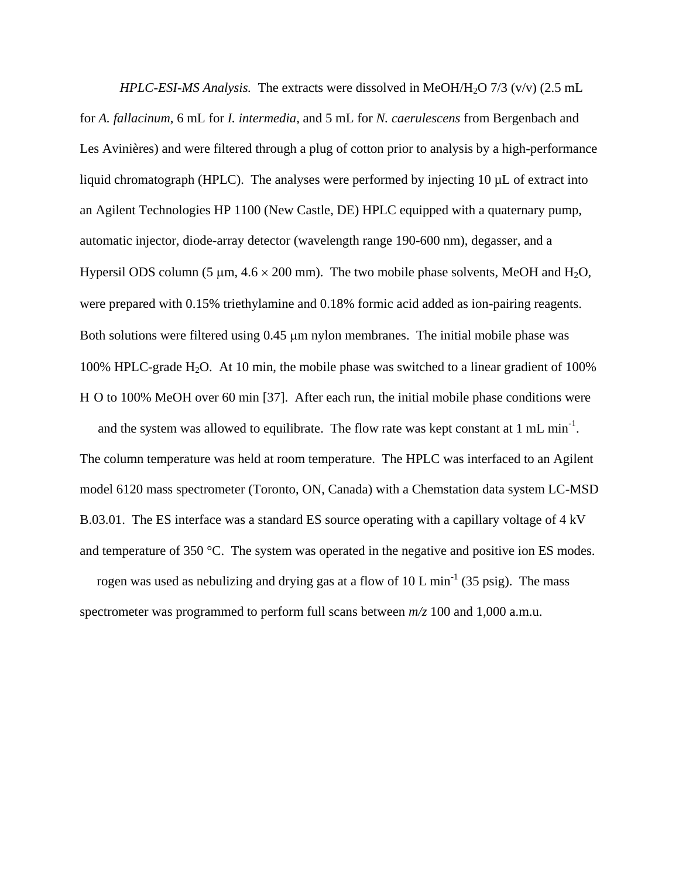*HPLC-ESI-MS Analysis.* The extracts were dissolved in MeOH/$H_2O$ 7/3 (v/v) (2.5 mL for *A. fallacinum*, 6 mL for *I. intermedia*, and 5 mL for *N. caerulescens* from Bergenbach and Les Avinières) and were filtered through a plug of cotton prior to analysis by a high-performance liquid chromatograph (HPLC). The analyses were performed by injecting 10 μL of extract into an Agilent Technologies HP 1100 (New Castle, DE) HPLC equipped with a quaternary pump, automatic injector, diode-array detector (wavelength range 190-600 nm), degasser, and a Hypersil ODS column (5 μm, 4.6 × 200 mm). The two mobile phase solvents, MeOH and $H_2O$, were prepared with 0.15% triethylamine and 0.18% formic acid added as ion-pairing reagents. Both solutions were filtered using 0.45 μm nylon membranes. The initial mobile phase was 100% HPLC-grade $H_2O$. At 10 min, the mobile phase was switched to a linear gradient of 100% H O to 100% MeOH over 60 min [37]. After each run, the initial mobile phase conditions were and the system was allowed to equilibrate. The flow rate was kept constant at 1 mL $min^{-1}$. The column temperature was held at room temperature. The HPLC was interfaced to an Agilent model 6120 mass spectrometer (Toronto, ON, Canada) with a Chemstation data system LC-MSD B.03.01. The ES interface was a standard ES source operating with a capillary voltage of 4 kV and temperature of 350 °C. The system was operated in the negative and positive ion ES modes. rogen was used as nebulizing and drying gas at a flow of 10 L $min^{-1}$ (35 psig). The mass spectrometer was programmed to perform full scans between *m/z* 100 and 1,000 a.m.u.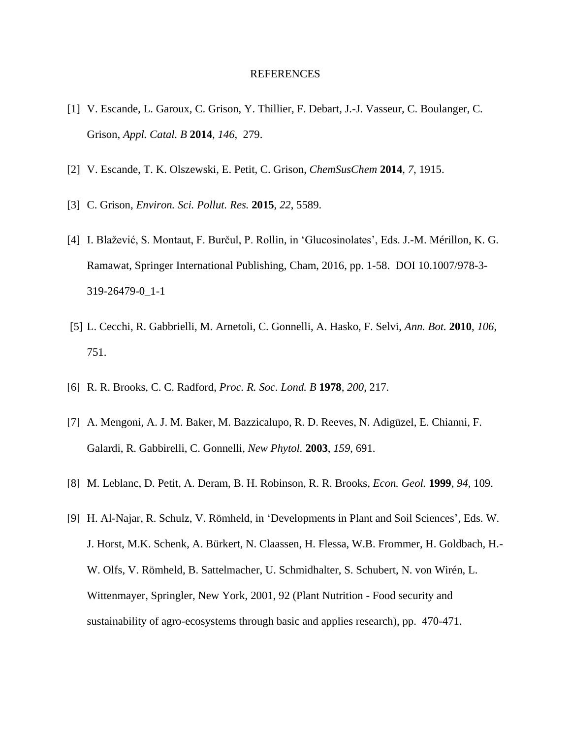# REFERENCES

[1] V. Escande, L. Garoux, C. Grison, Y. Thillier, F. Debart, J.-J. Vasseur, C. Boulanger, C. Grison, *Appl. Catal. B* **2014**, *146*, 279.

[2] V. Escande, T. K. Olszewski, E. Petit, C. Grison, *ChemSusChem* **2014**, *7*, 1915.

[3] C. Grison, *Environ. Sci. Pollut. Res.* **2015**, *22*, 5589.

[4] I. Blažević, S. Montaut, F. Burčul, P. Rollin, in 'Glucosinolates', Eds. J.-M. Mérillon, K. G. Ramawat, Springer International Publishing, Cham, 2016, pp. 1-58. DOI 10.1007/978-3-319-26479-0_1-1

[5] L. Cecchi, R. Gabbrielli, M. Arnetoli, C. Gonnelli, A. Hasko, F. Selvi, *Ann. Bot.* **2010**, *106*, 751.

[6] R. R. Brooks, C. C. Radford, *Proc. R. Soc. Lond. B* **1978**, *200*, 217.

[7] A. Mengoni, A. J. M. Baker, M. Bazzicalupo, R. D. Reeves, N. Adigüzel, E. Chianni, F. Galardi, R. Gabbirelli, C. Gonnelli, *New Phytol.* **2003**, *159*, 691.

[8] M. Leblanc, D. Petit, A. Deram, B. H. Robinson, R. R. Brooks, *Econ. Geol.* **1999**, *94*, 109.

[9] H. Al-Najar, R. Schulz, V. Römheld, in 'Developments in Plant and Soil Sciences', Eds. W. J. Horst, M.K. Schenk, A. Bürkert, N. Claassen, H. Flessa, W.B. Frommer, H. Goldbach, H.-W. Olfs, V. Römheld, B. Sattelmacher, U. Schmidhalter, S. Schubert, N. von Wirén, L. Wittenmayer, Springler, New York, 2001, 92 (Plant Nutrition - Food security and sustainability of agro-ecosystems through basic and applies research), pp. 470-471.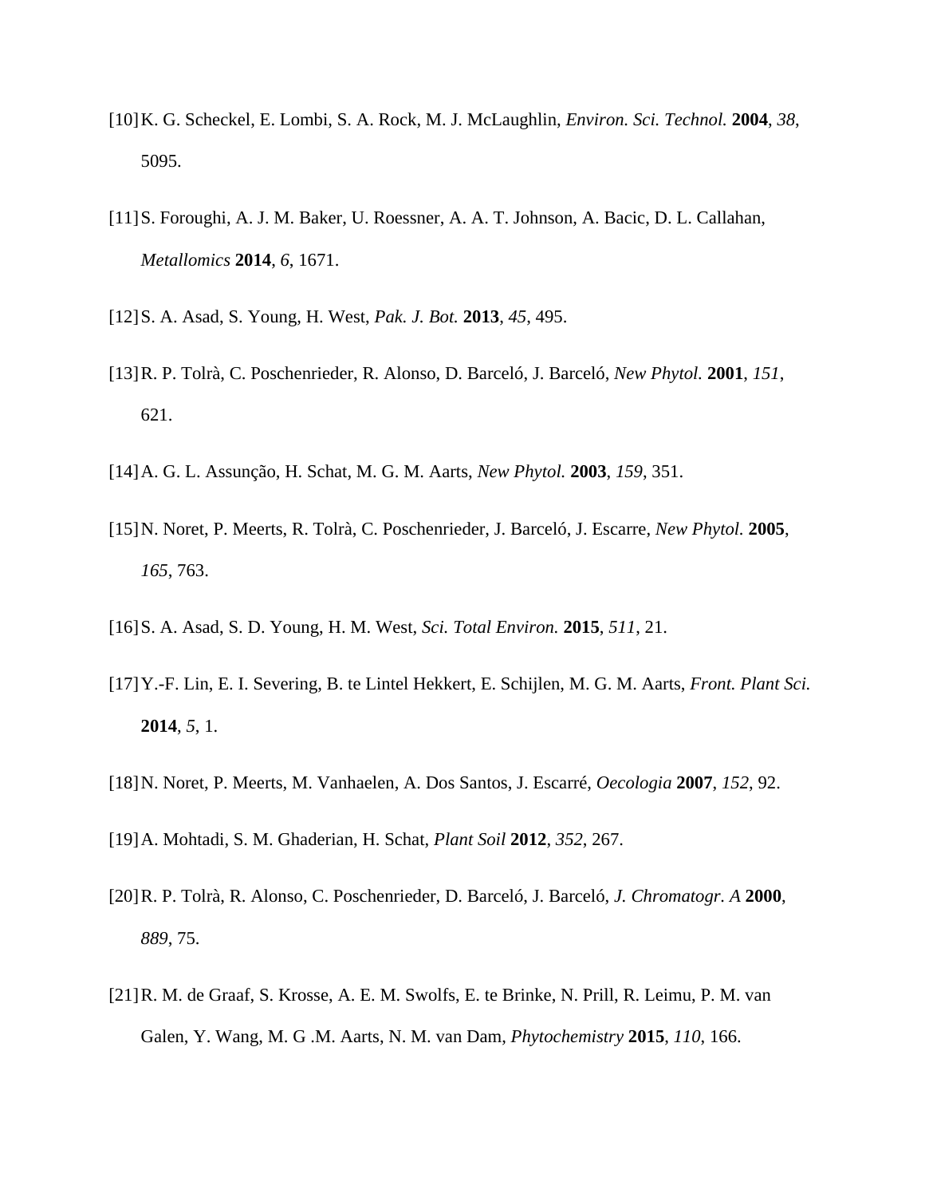[10] K. G. Scheckel, E. Lombi, S. A. Rock, M. J. McLaughlin, *Environ. Sci. Technol.* **2004**, *38*, 5095.

[11] S. Foroughi, A. J. M. Baker, U. Roessner, A. A. T. Johnson, A. Bacic, D. L. Callahan, *Metallomics* **2014**, *6*, 1671.

[12] S. A. Asad, S. Young, H. West, *Pak. J. Bot.* **2013**, *45*, 495.

[13] R. P. Tolrà, C. Poschenrieder, R. Alonso, D. Barceló, J. Barceló, *New Phytol.* **2001**, *151*, 621.

[14] A. G. L. Assunção, H. Schat, M. G. M. Aarts, *New Phytol.* **2003**, *159*, 351.

[15] N. Noret, P. Meerts, R. Tolrà, C. Poschenrieder, J. Barceló, J. Escarre, *New Phytol.* **2005**, *165*, 763.

[16] S. A. Asad, S. D. Young, H. M. West, *Sci. Total Environ.* **2015**, *511*, 21.

[17] Y.-F. Lin, E. I. Severing, B. te Lintel Hekkert, E. Schijlen, M. G. M. Aarts, *Front. Plant Sci.* **2014**, *5*, 1.

[18] N. Noret, P. Meerts, M. Vanhaelen, A. Dos Santos, J. Escarré, *Oecologia* **2007**, *152*, 92.

[19] A. Mohtadi, S. M. Ghaderian, H. Schat, *Plant Soil* **2012**, *352*, 267.

[20] R. P. Tolrà, R. Alonso, C. Poschenrieder, D. Barceló, J. Barceló, *J. Chromatogr. A* **2000**, *889*, 75.

[21] R. M. de Graaf, S. Krosse, A. E. M. Swolfs, E. te Brinke, N. Prill, R. Leimu, P. M. van Galen, Y. Wang, M. G .M. Aarts, N. M. van Dam, *Phytochemistry* **2015**, *110*, 166.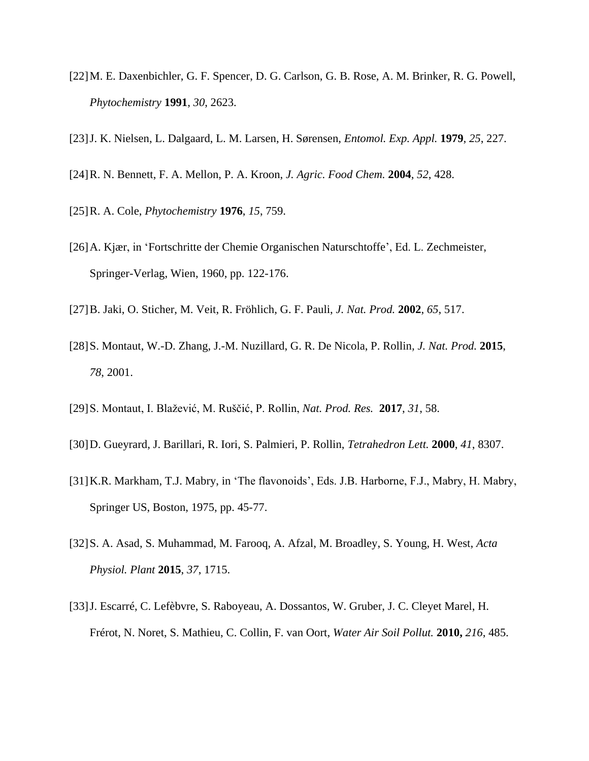[22] M. E. Daxenbichler, G. F. Spencer, D. G. Carlson, G. B. Rose, A. M. Brinker, R. G. Powell, *Phytochemistry* **1991**, *30*, 2623.

[23] J. K. Nielsen, L. Dalgaard, L. M. Larsen, H. Sørensen, *Entomol. Exp. Appl.* **1979**, *25*, 227.

[24] R. N. Bennett, F. A. Mellon, P. A. Kroon, *J. Agric. Food Chem.* **2004**, *52*, 428.

[25] R. A. Cole, *Phytochemistry* **1976**, *15*, 759.

[26] A. Kjær, in 'Fortschritte der Chemie Organischen Naturschtoffe', Ed. L. Zechmeister, Springer-Verlag, Wien, 1960, pp. 122-176.

[27] B. Jaki, O. Sticher, M. Veit, R. Fröhlich, G. F. Pauli, *J. Nat. Prod.* **2002**, *65*, 517.

[28] S. Montaut, W.-D. Zhang, J.-M. Nuzillard, G. R. De Nicola, P. Rollin, *J. Nat. Prod.* **2015**, *78*, 2001.

[29] S. Montaut, I. Blažević, M. Ruščić, P. Rollin, *Nat. Prod. Res.* **2017**, *31*, 58.

[30] D. Gueyrard, J. Barillari, R. Iori, S. Palmieri, P. Rollin, *Tetrahedron Lett.* **2000**, *41*, 8307.

[31] K.R. Markham, T.J. Mabry, in 'The flavonoids', Eds. J.B. Harborne, F.J., Mabry, H. Mabry, Springer US, Boston, 1975, pp. 45-77.

[32] S. A. Asad, S. Muhammad, M. Farooq, A. Afzal, M. Broadley, S. Young, H. West, *Acta Physiol. Plant* **2015**, *37*, 1715.

[33] J. Escarré, C. Lefèbvre, S. Raboyeau, A. Dossantos, W. Gruber, J. C. Cleyet Marel, H. Frérot, N. Noret, S. Mathieu, C. Collin, F. van Oort, *Water Air Soil Pollut.* **2010,** *216*, 485.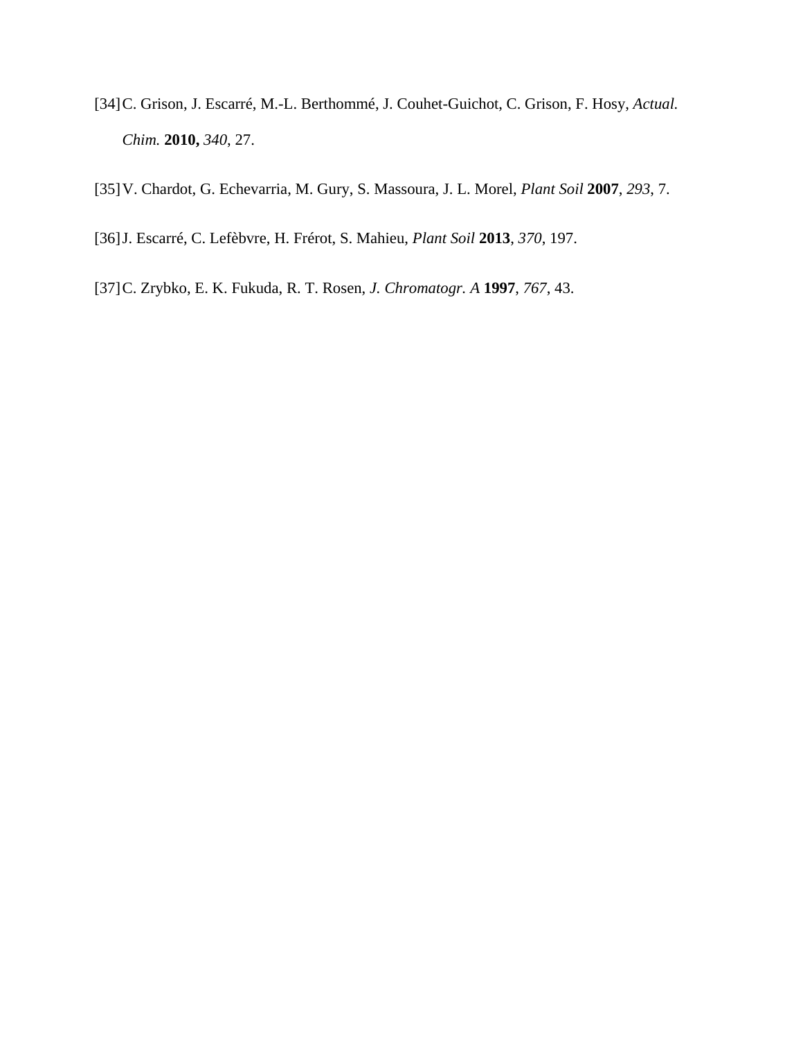[34] C. Grison, J. Escarré, M.-L. Berthommé, J. Couhet-Guichot, C. Grison, F. Hosy, *Actual. Chim.* **2010,** *340*, 27.

[35] V. Chardot, G. Echevarria, M. Gury, S. Massoura, J. L. Morel, *Plant Soil* **2007**, *293*, 7.

[36] J. Escarré, C. Lefèbvre, H. Frérot, S. Mahieu, *Plant Soil* **2013**, *370*, 197.

[37] C. Zrybko, E. K. Fukuda, R. T. Rosen, *J. Chromatogr. A* **1997**, *767*, 43.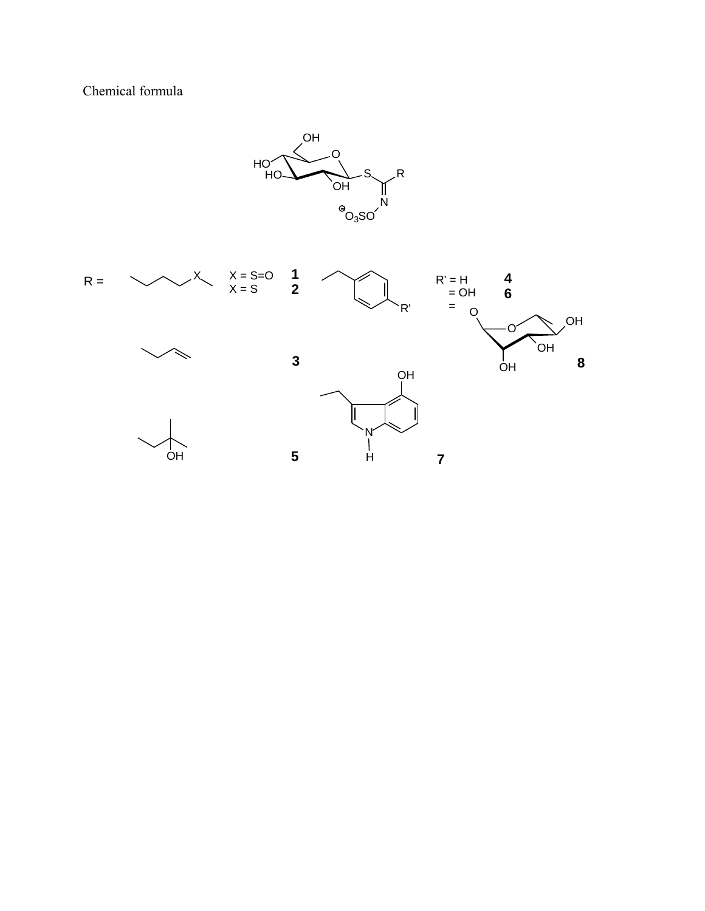Chemical formula

R =

X = S=O **1**
X = S **2**

**3**

**5**

R' = H **4**
= OH **6**
=

**7**

**8**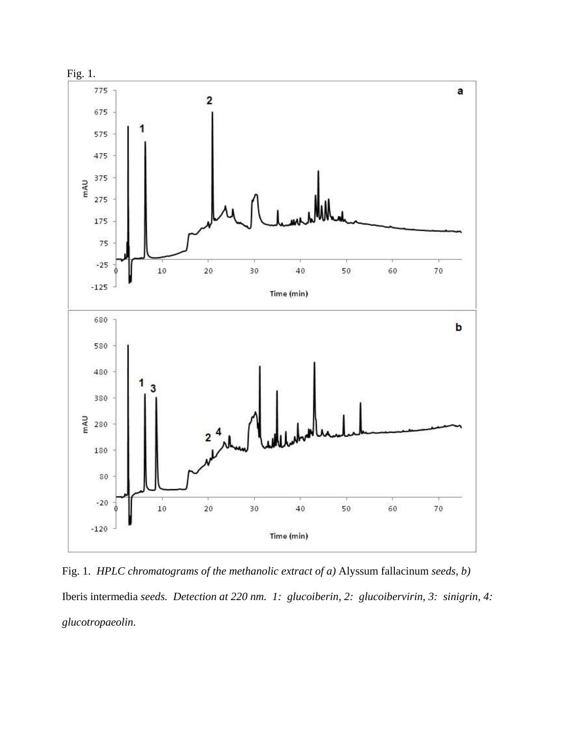Fig. 1.

Fig. 1. *HPLC chromatograms of the methanolic extract of a)* Alyssum fallacinum *seeds, b)* Iberis intermedia *seeds. Detection at 220 nm. 1: glucoiberin, 2: glucoibervirin, 3: sinigrin, 4: glucotropaeolin.*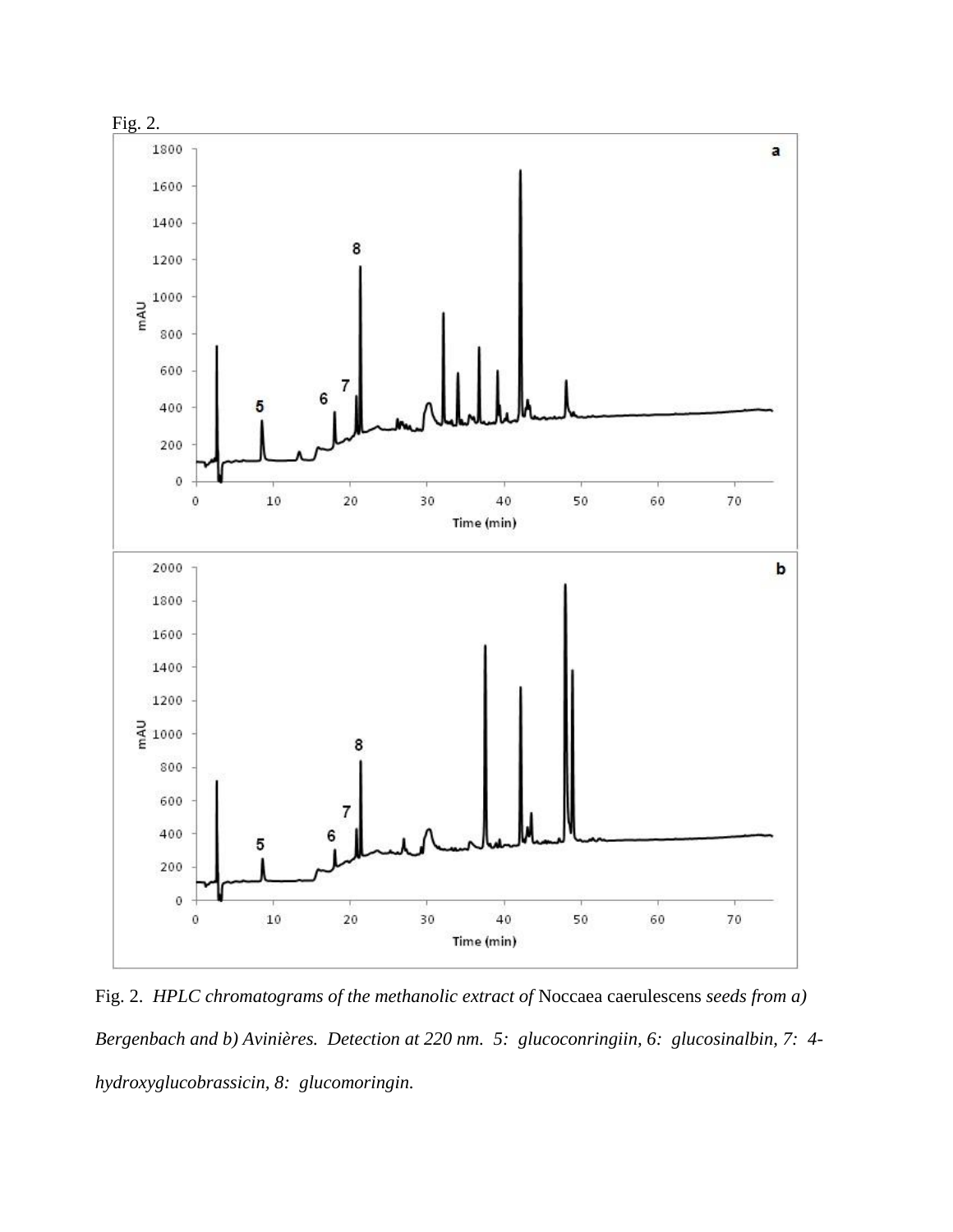Fig. 2.

a

mAU

1800
1600
1400
1200
1000
800
600
400
200
0

5
6
7
8

0 10 20 30 40 50 60 70

Time (min)

b

mAU

2000
1800
1600
1400
1200
1000
800
600
400
200
0

5
6
7
8

0 10 20 30 40 50 60 70

Time (min)

Fig. 2. *HPLC chromatograms of the methanolic extract of* Noccaea caerulescens *seeds from a) Bergenbach and b) Avinières. Detection at 220 nm. 5: glucoconringiin, 6: glucosinalbin, 7: 4-hydroxyglucobrassicin, 8: glucomoringin.*